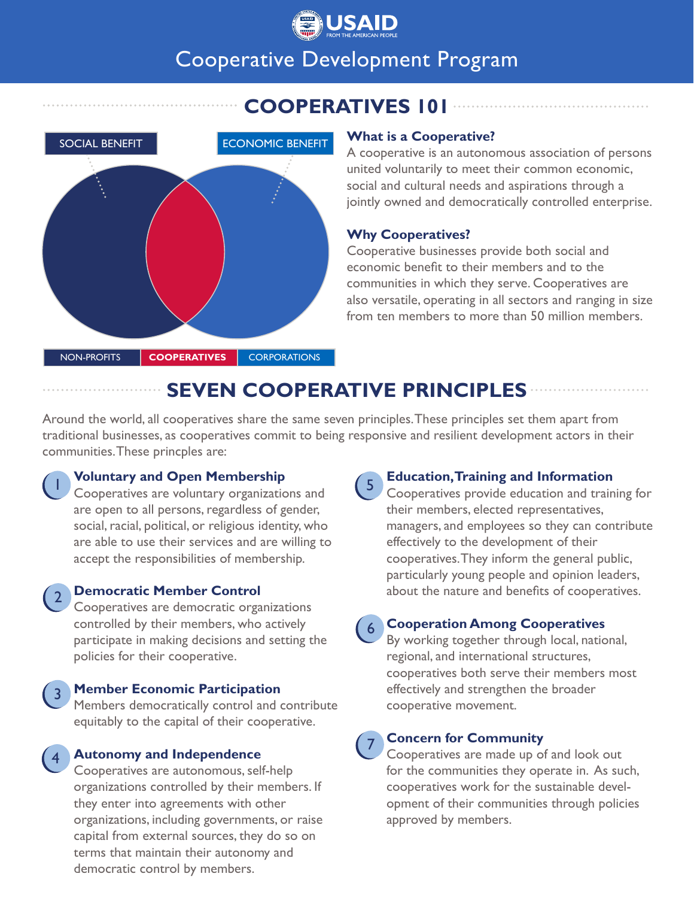USAID
FROM THE AMERICAN PEOPLE

# Cooperative Development Program

## COOPERATIVES 101

SOCIAL BENEFIT | ECONOMIC BENEFIT

NON-PROFITS | **COOPERATIVES** | CORPORATIONS

### What is a Cooperative?

A cooperative is an autonomous association of persons united voluntarily to meet their common economic, social and cultural needs and aspirations through a jointly owned and democratically controlled enterprise.

### Why Cooperatives?

Cooperative businesses provide both social and economic benefit to their members and to the communities in which they serve. Cooperatives are also versatile, operating in all sectors and ranging in size from ten members to more than 50 million members.

## SEVEN COOPERATIVE PRINCIPLES

Around the world, all cooperatives share the same seven principles. These principles set them apart from traditional businesses, as cooperatives commit to being responsive and resilient development actors in their communities. These princples are:

1. **Voluntary and Open Membership**
   Cooperatives are voluntary organizations and are open to all persons, regardless of gender, social, racial, political, or religious identity, who are able to use their services and are willing to accept the responsibilities of membership.

2. **Democratic Member Control**
   Cooperatives are democratic organizations controlled by their members, who actively participate in making decisions and setting the policies for their cooperative.

3. **Member Economic Participation**
   Members democratically control and contribute equitably to the capital of their cooperative.

4. **Autonomy and Independence**
   Cooperatives are autonomous, self-help organizations controlled by their members. If they enter into agreements with other organizations, including governments, or raise capital from external sources, they do so on terms that maintain their autonomy and democratic control by members.

5. **Education, Training and Information**
   Cooperatives provide education and training for their members, elected representatives, managers, and employees so they can contribute effectively to the development of their cooperatives. They inform the general public, particularly young people and opinion leaders, about the nature and benefits of cooperatives.

6. **Cooperation Among Cooperatives**
   By working together through local, national, regional, and international structures, cooperatives both serve their members most effectively and strengthen the broader cooperative movement.

7. **Concern for Community**
   Cooperatives are made up of and look out for the communities they operate in. As such, cooperatives work for the sustainable development of their communities through policies approved by members.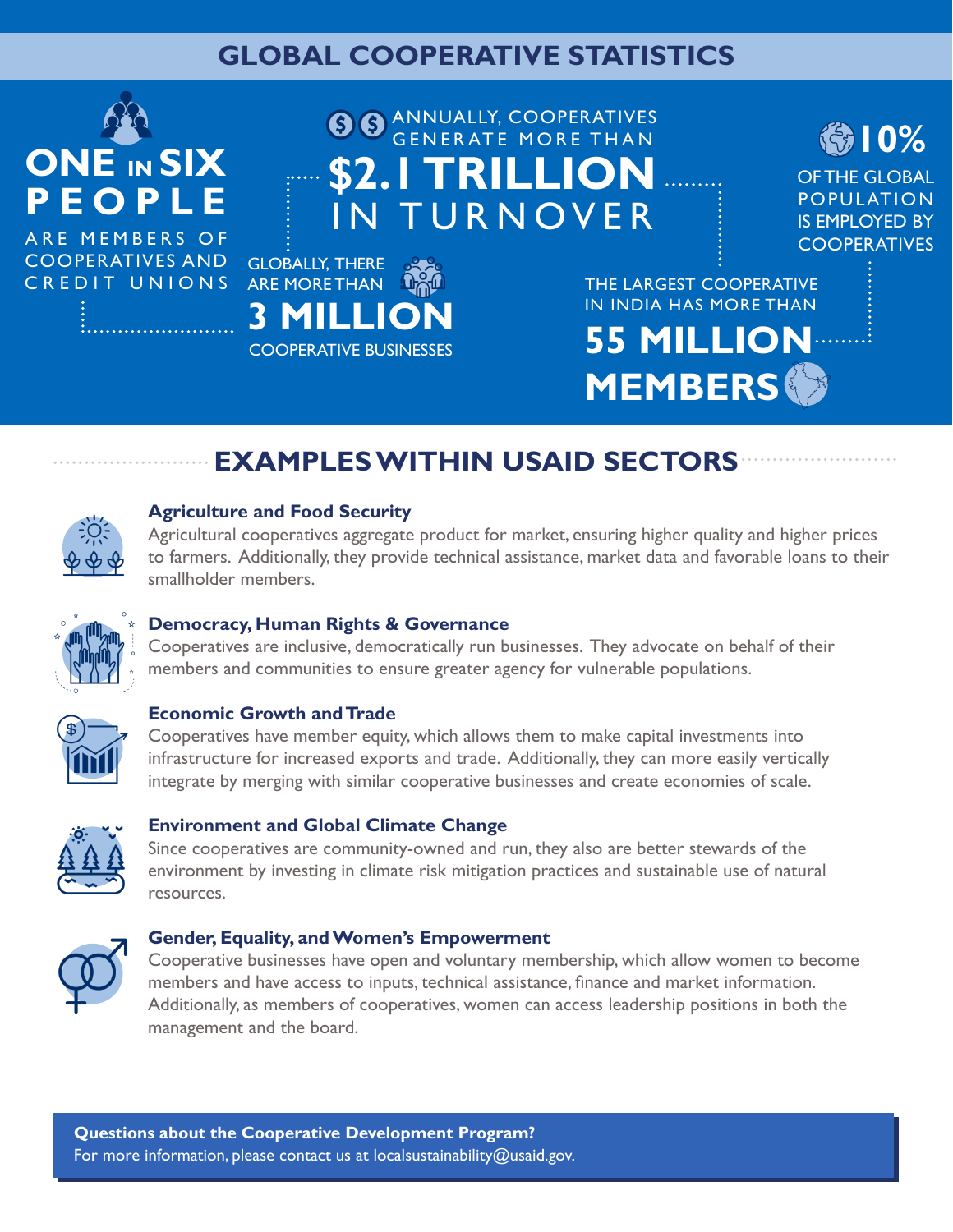# GLOBAL COOPERATIVE STATISTICS

**ONE IN SIX PEOPLE** ARE MEMBERS OF COOPERATIVES AND CREDIT UNIONS

ANNUALLY, COOPERATIVES GENERATE MORE THAN **$2.1 TRILLION** IN TURNOVER

**10%** OF THE GLOBAL POPULATION IS EMPLOYED BY COOPERATIVES

GLOBALLY, THERE ARE MORE THAN **3 MILLION** COOPERATIVE BUSINESSES

THE LARGEST COOPERATIVE IN INDIA HAS MORE THAN **55 MILLION MEMBERS**

## EXAMPLES WITHIN USAID SECTORS

### Agriculture and Food Security

Agricultural cooperatives aggregate product for market, ensuring higher quality and higher prices to farmers. Additionally, they provide technical assistance, market data and favorable loans to their smallholder members.

### Democracy, Human Rights & Governance

Cooperatives are inclusive, democratically run businesses. They advocate on behalf of their members and communities to ensure greater agency for vulnerable populations.

### Economic Growth and Trade

Cooperatives have member equity, which allows them to make capital investments into infrastructure for increased exports and trade. Additionally, they can more easily vertically integrate by merging with similar cooperative businesses and create economies of scale.

### Environment and Global Climate Change

Since cooperatives are community-owned and run, they also are better stewards of the environment by investing in climate risk mitigation practices and sustainable use of natural resources.

### Gender, Equality, and Women's Empowerment

Cooperative businesses have open and voluntary membership, which allow women to become members and have access to inputs, technical assistance, finance and market information. Additionally, as members of cooperatives, women can access leadership positions in both the management and the board.

**Questions about the Cooperative Development Program?**
For more information, please contact us at localsustainability@usaid.gov.